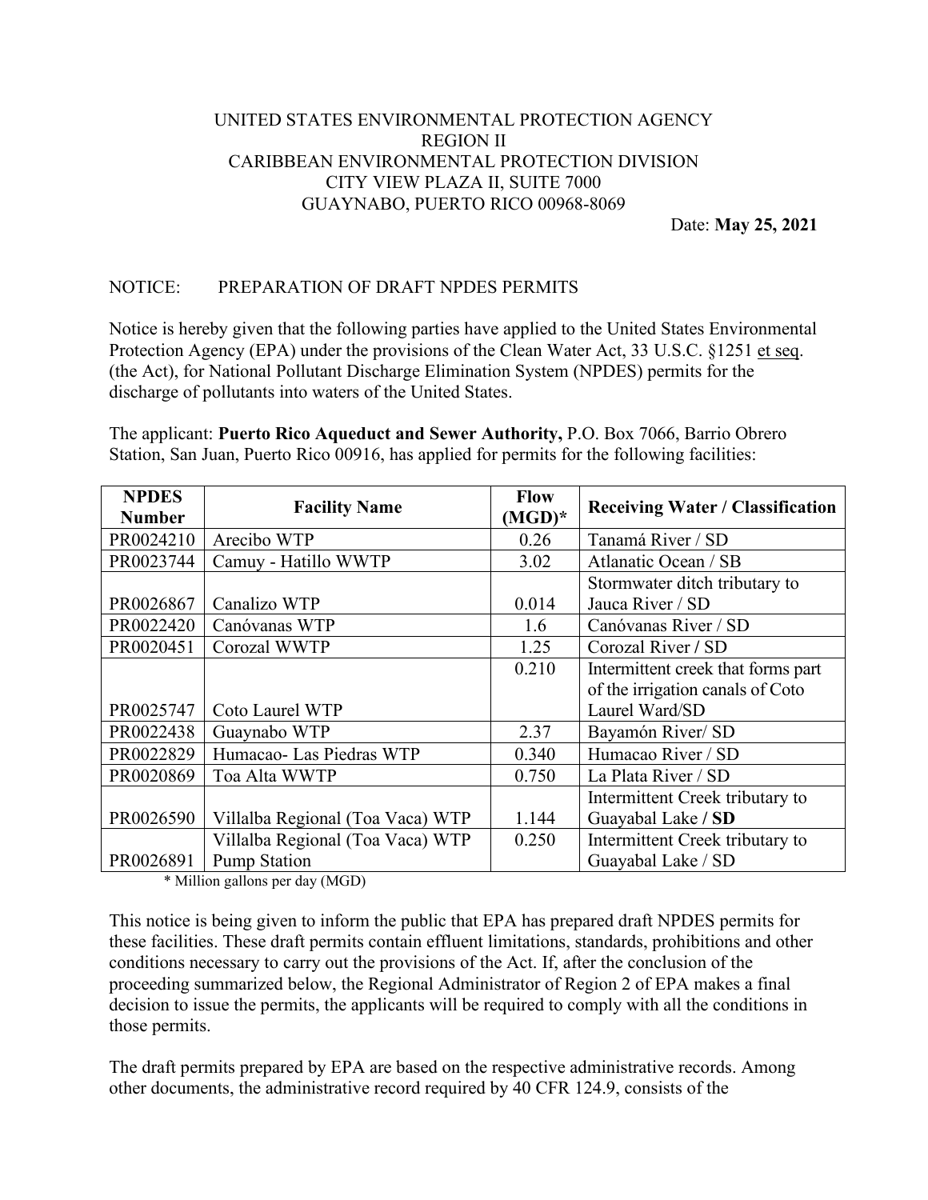UNITED STATES ENVIRONMENTAL PROTECTION AGENCY
REGION II
CARIBBEAN ENVIRONMENTAL PROTECTION DIVISION
CITY VIEW PLAZA II, SUITE 7000
GUAYNABO, PUERTO RICO 00968-8069

Date: **May 25, 2021**

NOTICE: PREPARATION OF DRAFT NPDES PERMITS

Notice is hereby given that the following parties have applied to the United States Environmental Protection Agency (EPA) under the provisions of the Clean Water Act, 33 U.S.C. §1251 et seq. (the Act), for National Pollutant Discharge Elimination System (NPDES) permits for the discharge of pollutants into waters of the United States.

The applicant: **Puerto Rico Aqueduct and Sewer Authority,** P.O. Box 7066, Barrio Obrero Station, San Juan, Puerto Rico 00916, has applied for permits for the following facilities:

| NPDES Number | Facility Name | Flow (MGD)* | Receiving Water / Classification |
|---|---|---|---|
| PR0024210 | Arecibo WTP | 0.26 | Tanamá River / SD |
| PR0023744 | Camuy - Hatillo WWTP | 3.02 | Atlantic Ocean / SB |
| PR0026867 | Canalizo WTP | 0.014 | Stormwater ditch tributary to Jauca River / SD |
| PR0022420 | Canóvanas WTP | 1.6 | Canóvanas River / SD |
| PR0020451 | Corozal WWTP | 1.25 | Corozal River / SD |
| PR0025747 | Coto Laurel WTP | 0.210 | Intermittent creek that forms part of the irrigation canals of Coto Laurel Ward/SD |
| PR0022438 | Guaynabo WTP | 2.37 | Bayamón River/ SD |
| PR0022829 | Humacao- Las Piedras WTP | 0.340 | Humacao River / SD |
| PR0020869 | Toa Alta WWTP | 0.750 | La Plata River / SD |
| PR0026590 | Villalba Regional (Toa Vaca) WTP | 1.144 | Intermittent Creek tributary to Guayabal Lake **/ SD** |
| PR0026891 | Villalba Regional (Toa Vaca) WTP Pump Station | 0.250 | Intermittent Creek tributary to Guayabal Lake / SD |

\* Million gallons per day (MGD)

This notice is being given to inform the public that EPA has prepared draft NPDES permits for these facilities. These draft permits contain effluent limitations, standards, prohibitions and other conditions necessary to carry out the provisions of the Act. If, after the conclusion of the proceeding summarized below, the Regional Administrator of Region 2 of EPA makes a final decision to issue the permits, the applicants will be required to comply with all the conditions in those permits.

The draft permits prepared by EPA are based on the respective administrative records. Among other documents, the administrative record required by 40 CFR 124.9, consists of the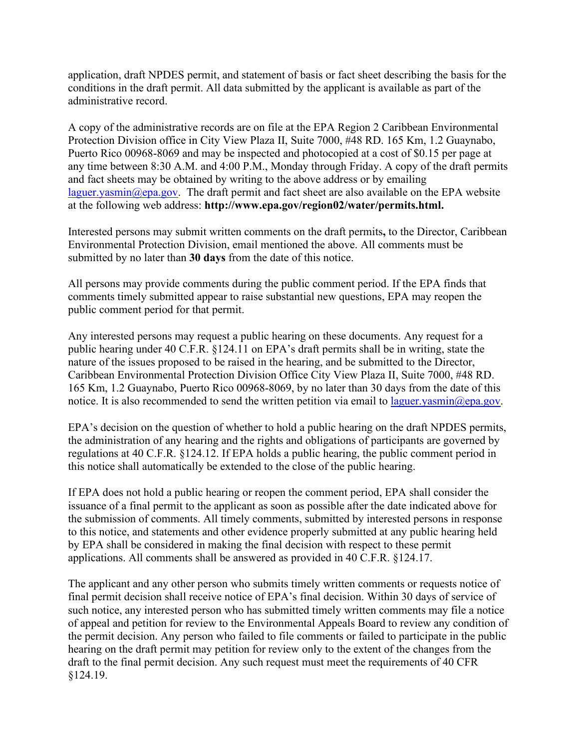application, draft NPDES permit, and statement of basis or fact sheet describing the basis for the conditions in the draft permit. All data submitted by the applicant is available as part of the administrative record.

A copy of the administrative records are on file at the EPA Region 2 Caribbean Environmental Protection Division office in City View Plaza II, Suite 7000, #48 RD. 165 Km, 1.2 Guaynabo, Puerto Rico 00968-8069 and may be inspected and photocopied at a cost of $0.15 per page at any time between 8:30 A.M. and 4:00 P.M., Monday through Friday. A copy of the draft permits and fact sheets may be obtained by writing to the above address or by emailing laguer.yasmin@epa.gov. The draft permit and fact sheet are also available on the EPA website at the following web address: **http://www.epa.gov/region02/water/permits.html.**

Interested persons may submit written comments on the draft permits**,** to the Director, Caribbean Environmental Protection Division, email mentioned the above. All comments must be submitted by no later than **30 days** from the date of this notice.

All persons may provide comments during the public comment period. If the EPA finds that comments timely submitted appear to raise substantial new questions, EPA may reopen the public comment period for that permit.

Any interested persons may request a public hearing on these documents. Any request for a public hearing under 40 C.F.R. §124.11 on EPA's draft permits shall be in writing, state the nature of the issues proposed to be raised in the hearing, and be submitted to the Director, Caribbean Environmental Protection Division Office City View Plaza II, Suite 7000, #48 RD. 165 Km, 1.2 Guaynabo, Puerto Rico 00968-8069, by no later than 30 days from the date of this notice. It is also recommended to send the written petition via email to laguer.yasmin@epa.gov.

EPA's decision on the question of whether to hold a public hearing on the draft NPDES permits, the administration of any hearing and the rights and obligations of participants are governed by regulations at 40 C.F.R. §124.12. If EPA holds a public hearing, the public comment period in this notice shall automatically be extended to the close of the public hearing.

If EPA does not hold a public hearing or reopen the comment period, EPA shall consider the issuance of a final permit to the applicant as soon as possible after the date indicated above for the submission of comments. All timely comments, submitted by interested persons in response to this notice, and statements and other evidence properly submitted at any public hearing held by EPA shall be considered in making the final decision with respect to these permit applications. All comments shall be answered as provided in 40 C.F.R. §124.17.

The applicant and any other person who submits timely written comments or requests notice of final permit decision shall receive notice of EPA's final decision. Within 30 days of service of such notice, any interested person who has submitted timely written comments may file a notice of appeal and petition for review to the Environmental Appeals Board to review any condition of the permit decision. Any person who failed to file comments or failed to participate in the public hearing on the draft permit may petition for review only to the extent of the changes from the draft to the final permit decision. Any such request must meet the requirements of 40 CFR §124.19.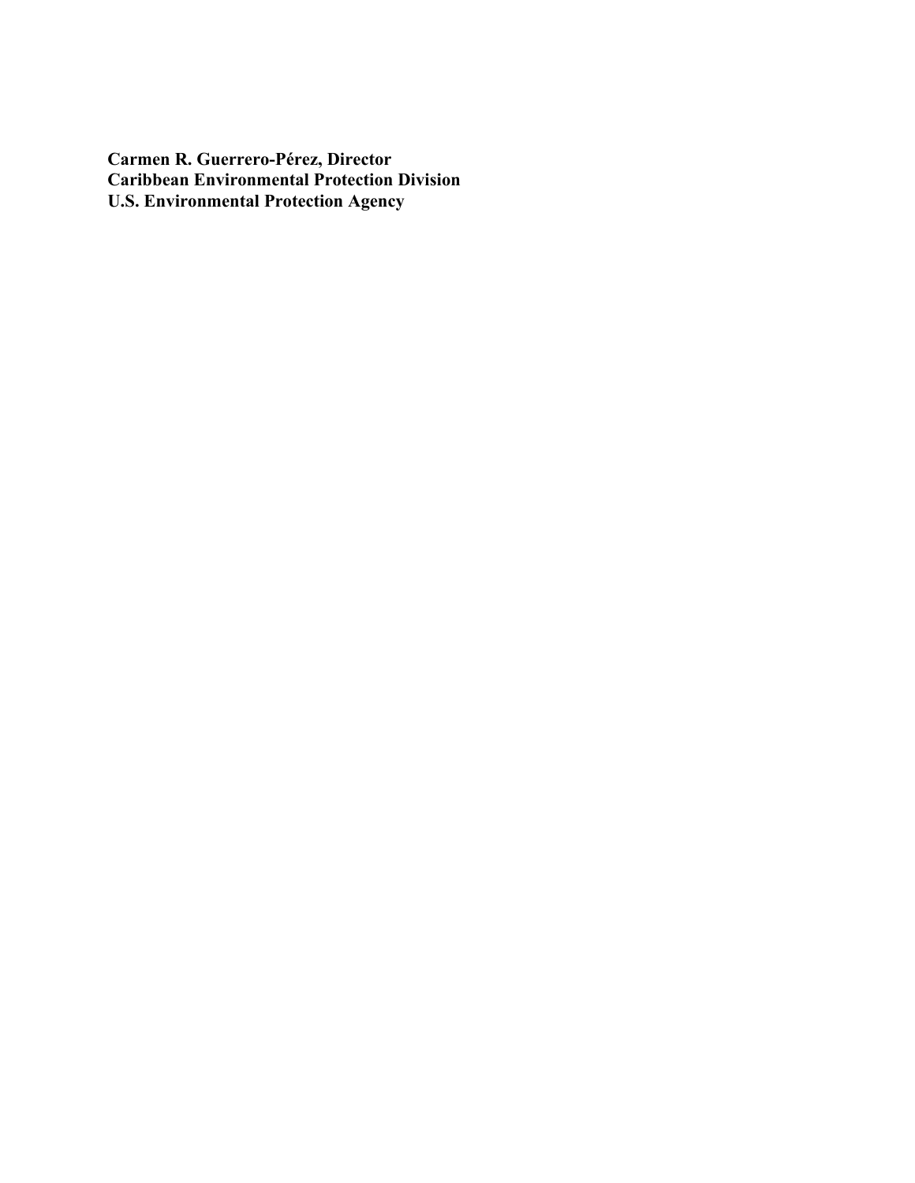**Carmen R. Guerrero-Pérez, Director**
**Caribbean Environmental Protection Division**
**U.S. Environmental Protection Agency**